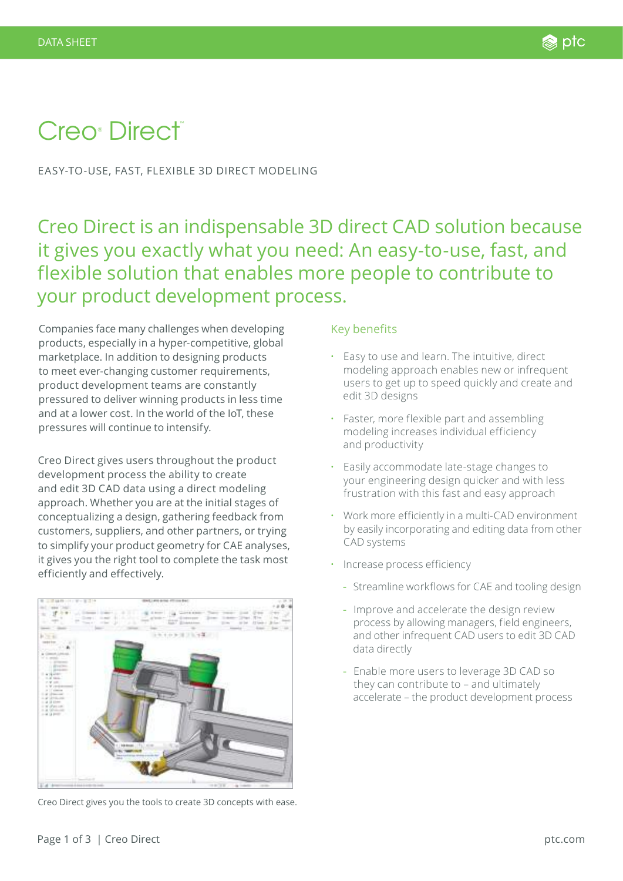DATA SHEET

# Creo® Direct™

EASY-TO-USE, FAST, FLEXIBLE 3D DIRECT MODELING

## Creo Direct is an indispensable 3D direct CAD solution because it gives you exactly what you need: An easy-to-use, fast, and flexible solution that enables more people to contribute to your product development process.

Companies face many challenges when developing products, especially in a hyper-competitive, global marketplace. In addition to designing products to meet ever-changing customer requirements, product development teams are constantly pressured to deliver winning products in less time and at a lower cost. In the world of the IoT, these pressures will continue to intensify.

Creo Direct gives users throughout the product development process the ability to create and edit 3D CAD data using a direct modeling approach. Whether you are at the initial stages of conceptualizing a design, gathering feedback from customers, suppliers, and other partners, or trying to simplify your product geometry for CAE analyses, it gives you the right tool to complete the task most efficiently and effectively.

Creo Direct gives you the tools to create 3D concepts with ease.

### Key benefits

- Easy to use and learn. The intuitive, direct modeling approach enables new or infrequent users to get up to speed quickly and create and edit 3D designs
- Faster, more flexible part and assembling modeling increases individual efficiency and productivity
- Easily accommodate late-stage changes to your engineering design quicker and with less frustration with this fast and easy approach
- Work more efficiently in a multi-CAD environment by easily incorporating and editing data from other CAD systems
- Increase process efficiency
  - Streamline workflows for CAE and tooling design
  - Improve and accelerate the design review process by allowing managers, field engineers, and other infrequent CAD users to edit 3D CAD data directly
  - Enable more users to leverage 3D CAD so they can contribute to – and ultimately accelerate – the product development process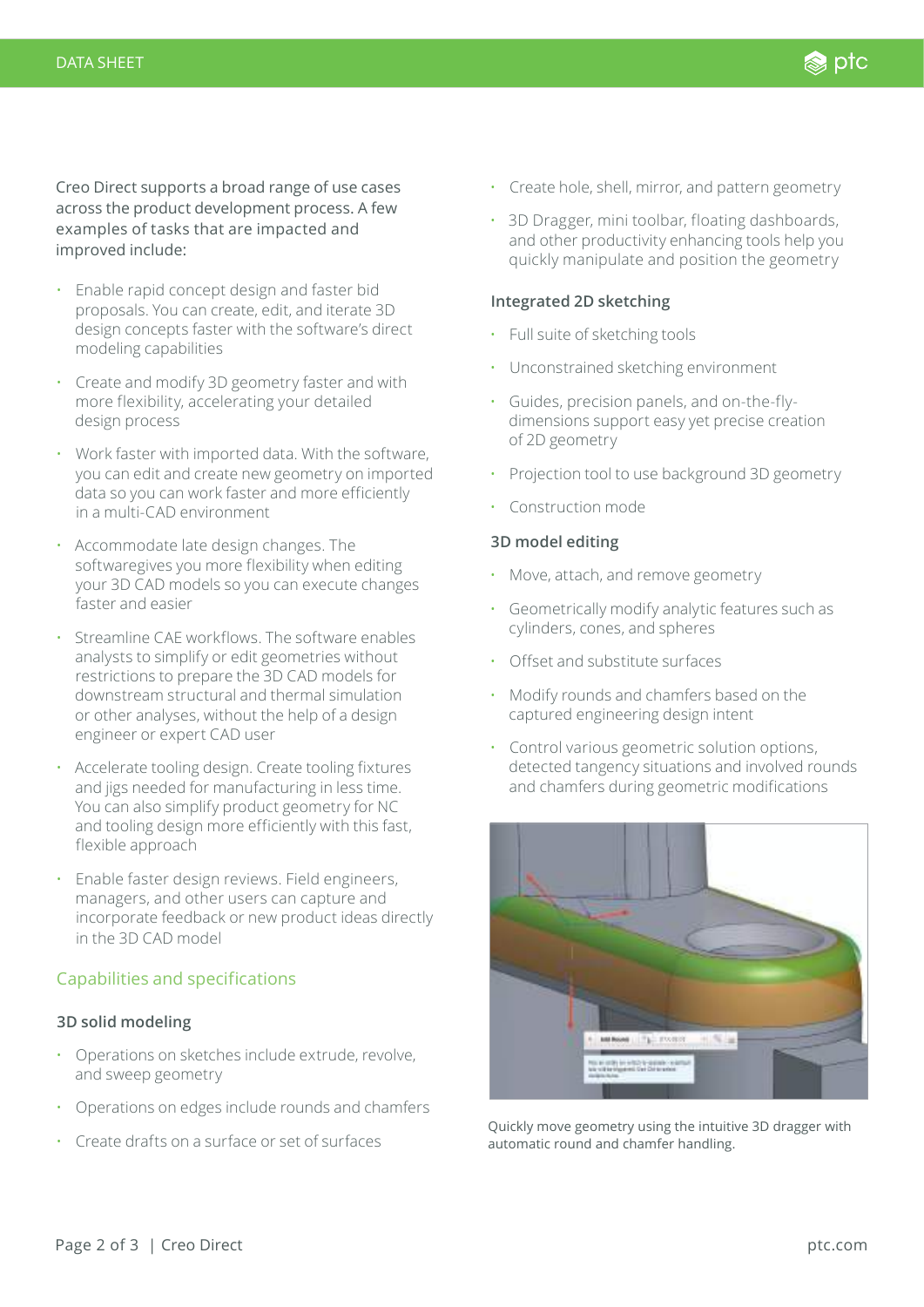Creo Direct supports a broad range of use cases across the product development process. A few examples of tasks that are impacted and improved include:

- Enable rapid concept design and faster bid proposals. You can create, edit, and iterate 3D design concepts faster with the software's direct modeling capabilities
- Create and modify 3D geometry faster and with more flexibility, accelerating your detailed design process
- Work faster with imported data. With the software, you can edit and create new geometry on imported data so you can work faster and more efficiently in a multi-CAD environment
- Accommodate late design changes. The softwaregives you more flexibility when editing your 3D CAD models so you can execute changes faster and easier
- Streamline CAE workflows. The software enables analysts to simplify or edit geometries without restrictions to prepare the 3D CAD models for downstream structural and thermal simulation or other analyses, without the help of a design engineer or expert CAD user
- Accelerate tooling design. Create tooling fixtures and jigs needed for manufacturing in less time. You can also simplify product geometry for NC and tooling design more efficiently with this fast, flexible approach
- Enable faster design reviews. Field engineers, managers, and other users can capture and incorporate feedback or new product ideas directly in the 3D CAD model

## Capabilities and specifications

### 3D solid modeling

- Operations on sketches include extrude, revolve, and sweep geometry
- Operations on edges include rounds and chamfers
- Create drafts on a surface or set of surfaces
- Create hole, shell, mirror, and pattern geometry
- 3D Dragger, mini toolbar, floating dashboards, and other productivity enhancing tools help you quickly manipulate and position the geometry

### Integrated 2D sketching

- Full suite of sketching tools
- Unconstrained sketching environment
- Guides, precision panels, and on-the-fly-dimensions support easy yet precise creation of 2D geometry
- Projection tool to use background 3D geometry
- Construction mode

### 3D model editing

- Move, attach, and remove geometry
- Geometrically modify analytic features such as cylinders, cones, and spheres
- Offset and substitute surfaces
- Modify rounds and chamfers based on the captured engineering design intent
- Control various geometric solution options, detected tangency situations and involved rounds and chamfers during geometric modifications

Quickly move geometry using the intuitive 3D dragger with automatic round and chamfer handling.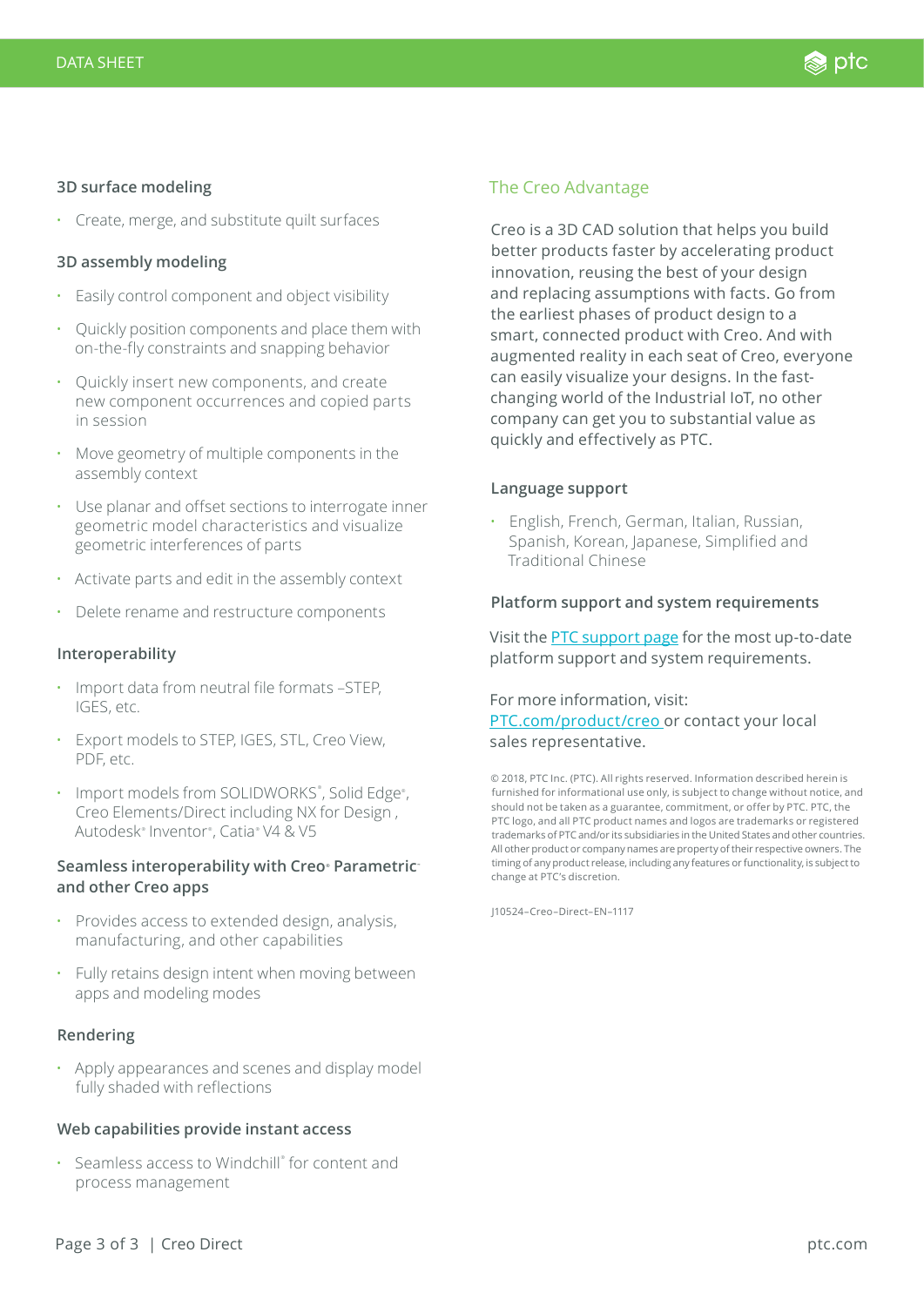### 3D surface modeling

- Create, merge, and substitute quilt surfaces

### 3D assembly modeling

- Easily control component and object visibility
- Quickly position components and place them with on-the-fly constraints and snapping behavior
- Quickly insert new components, and create new component occurrences and copied parts in session
- Move geometry of multiple components in the assembly context
- Use planar and offset sections to interrogate inner geometric model characteristics and visualize geometric interferences of parts
- Activate parts and edit in the assembly context
- Delete rename and restructure components

### Interoperability

- Import data from neutral file formats –STEP, IGES, etc.
- Export models to STEP, IGES, STL, Creo View, PDF, etc.
- Import models from SOLIDWORKS®, Solid Edge®, Creo Elements/Direct including NX for Design , Autodesk® Inventor®, Catia® V4 & V5

### Seamless interoperability with Creo® Parametric™ and other Creo apps

- Provides access to extended design, analysis, manufacturing, and other capabilities
- Fully retains design intent when moving between apps and modeling modes

### Rendering

- Apply appearances and scenes and display model fully shaded with reflections

### Web capabilities provide instant access

- Seamless access to Windchill® for content and process management

## The Creo Advantage

Creo is a 3D CAD solution that helps you build better products faster by accelerating product innovation, reusing the best of your design and replacing assumptions with facts. Go from the earliest phases of product design to a smart, connected product with Creo. And with augmented reality in each seat of Creo, everyone can easily visualize your designs. In the fast-changing world of the Industrial IoT, no other company can get you to substantial value as quickly and effectively as PTC.

### Language support

- English, French, German, Italian, Russian, Spanish, Korean, Japanese, Simplified and Traditional Chinese

### Platform support and system requirements

Visit the PTC support page for the most up-to-date platform support and system requirements.

For more information, visit: PTC.com/product/creo or contact your local sales representative.

© 2018, PTC Inc. (PTC). All rights reserved. Information described herein is furnished for informational use only, is subject to change without notice, and should not be taken as a guarantee, commitment, or offer by PTC. PTC, the PTC logo, and all PTC product names and logos are trademarks or registered trademarks of PTC and/or its subsidiaries in the United States and other countries. All other product or company names are property of their respective owners. The timing of any product release, including any features or functionality, is subject to change at PTC's discretion.

J10524–Creo–Direct–EN–1117